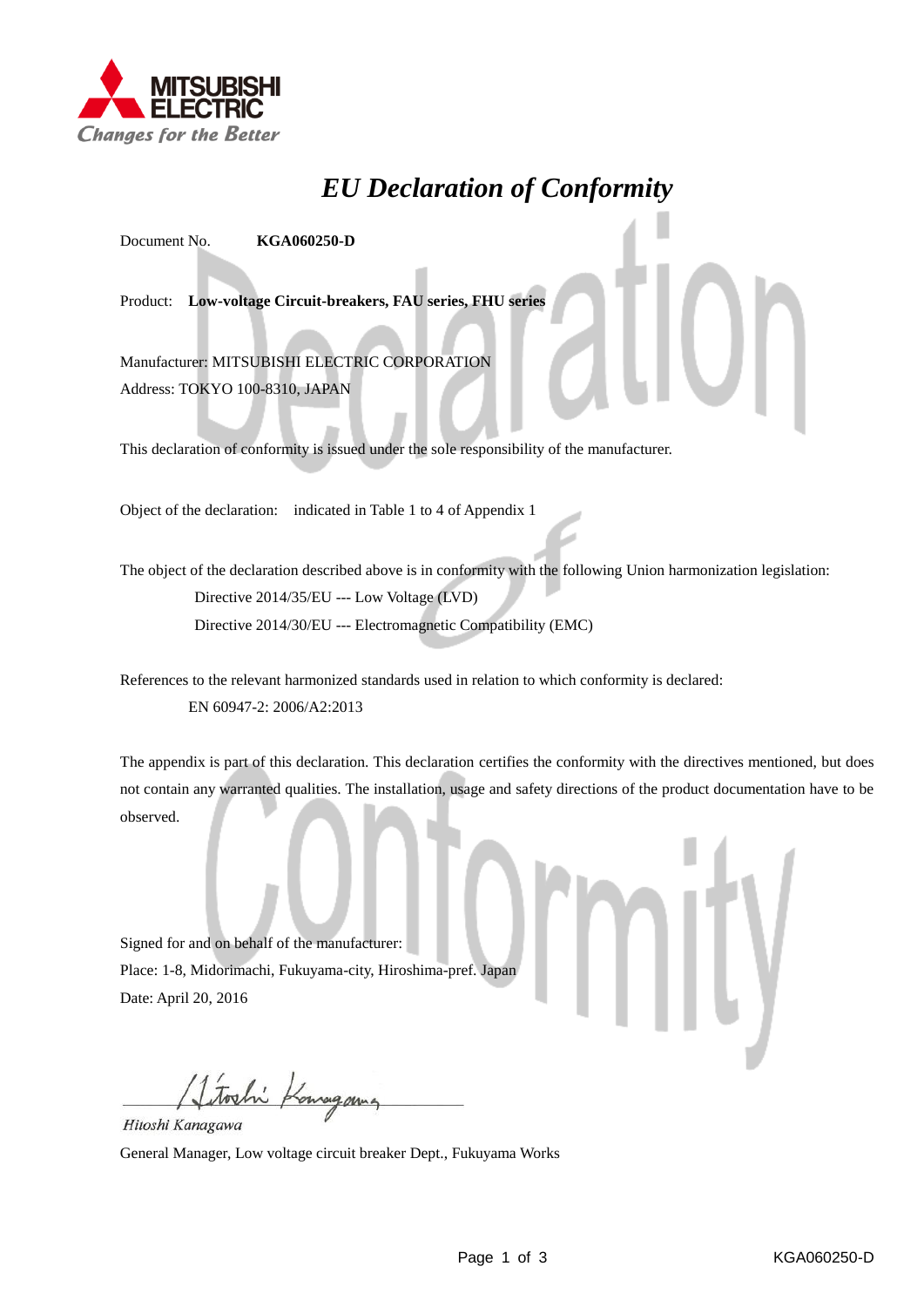MITSUBISHI ELECTRIC
*Changes for the Better*

# *EU Declaration of Conformity*

Document No. **KGA060250-D**

Product: **Low-voltage Circuit-breakers, FAU series, FHU series**

Manufacturer: MITSUBISHI ELECTRIC CORPORATION
Address: TOKYO 100-8310, JAPAN

This declaration of conformity is issued under the sole responsibility of the manufacturer.

Object of the declaration: indicated in Table 1 to 4 of Appendix 1

The object of the declaration described above is in conformity with the following Union harmonization legislation:

Directive 2014/35/EU --- Low Voltage (LVD)
Directive 2014/30/EU --- Electromagnetic Compatibility (EMC)

References to the relevant harmonized standards used in relation to which conformity is declared:

EN 60947-2: 2006/A2:2013

The appendix is part of this declaration. This declaration certifies the conformity with the directives mentioned, but does not contain any warranted qualities. The installation, usage and safety directions of the product documentation have to be observed.

Signed for and on behalf of the manufacturer:
Place: 1-8, Midorimachi, Fukuyama-city, Hiroshima-pref. Japan
Date: April 20, 2016

*Hitoshi Kanagawa*
General Manager, Low voltage circuit breaker Dept., Fukuyama Works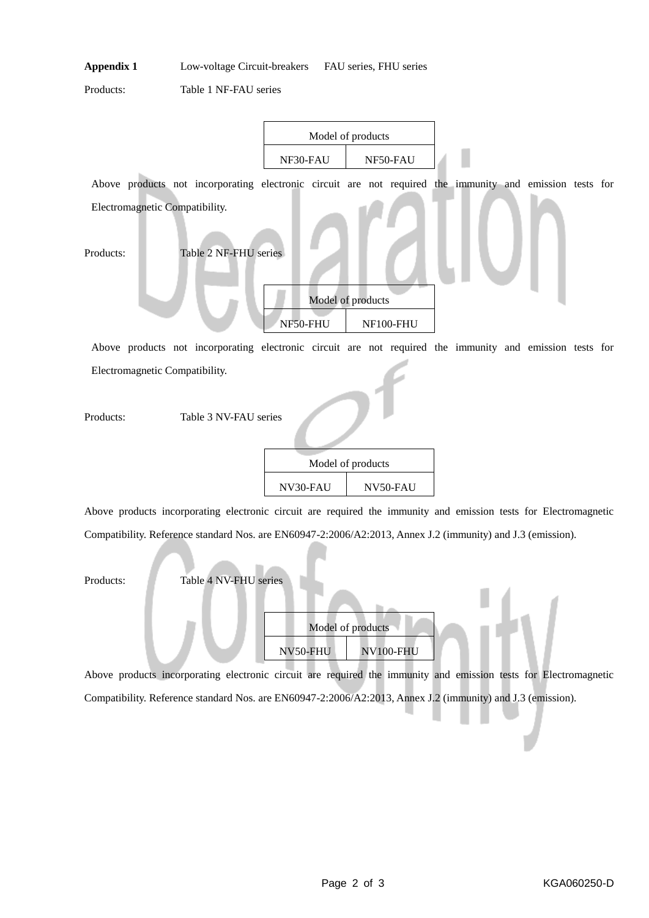**Appendix 1** Low-voltage Circuit-breakers FAU series, FHU series

Products: Table 1 NF-FAU series

| Model of products | |
|---|---|
| NF30-FAU | NF50-FAU |

Above products not incorporating electronic circuit are not required the immunity and emission tests for Electromagnetic Compatibility.

Products: Table 2 NF-FHU series

| Model of products | |
|---|---|
| NF50-FHU | NF100-FHU |

Above products not incorporating electronic circuit are not required the immunity and emission tests for Electromagnetic Compatibility.

Products: Table 3 NV-FAU series

| Model of products | |
|---|---|
| NV30-FAU | NV50-FAU |

Above products incorporating electronic circuit are required the immunity and emission tests for Electromagnetic Compatibility. Reference standard Nos. are EN60947-2:2006/A2:2013, Annex J.2 (immunity) and J.3 (emission).

Products: Table 4 NV-FHU series

| Model of products | |
|---|---|
| NV50-FHU | NV100-FHU |

Above products incorporating electronic circuit are required the immunity and emission tests for Electromagnetic Compatibility. Reference standard Nos. are EN60947-2:2006/A2:2013, Annex J.2 (immunity) and J.3 (emission).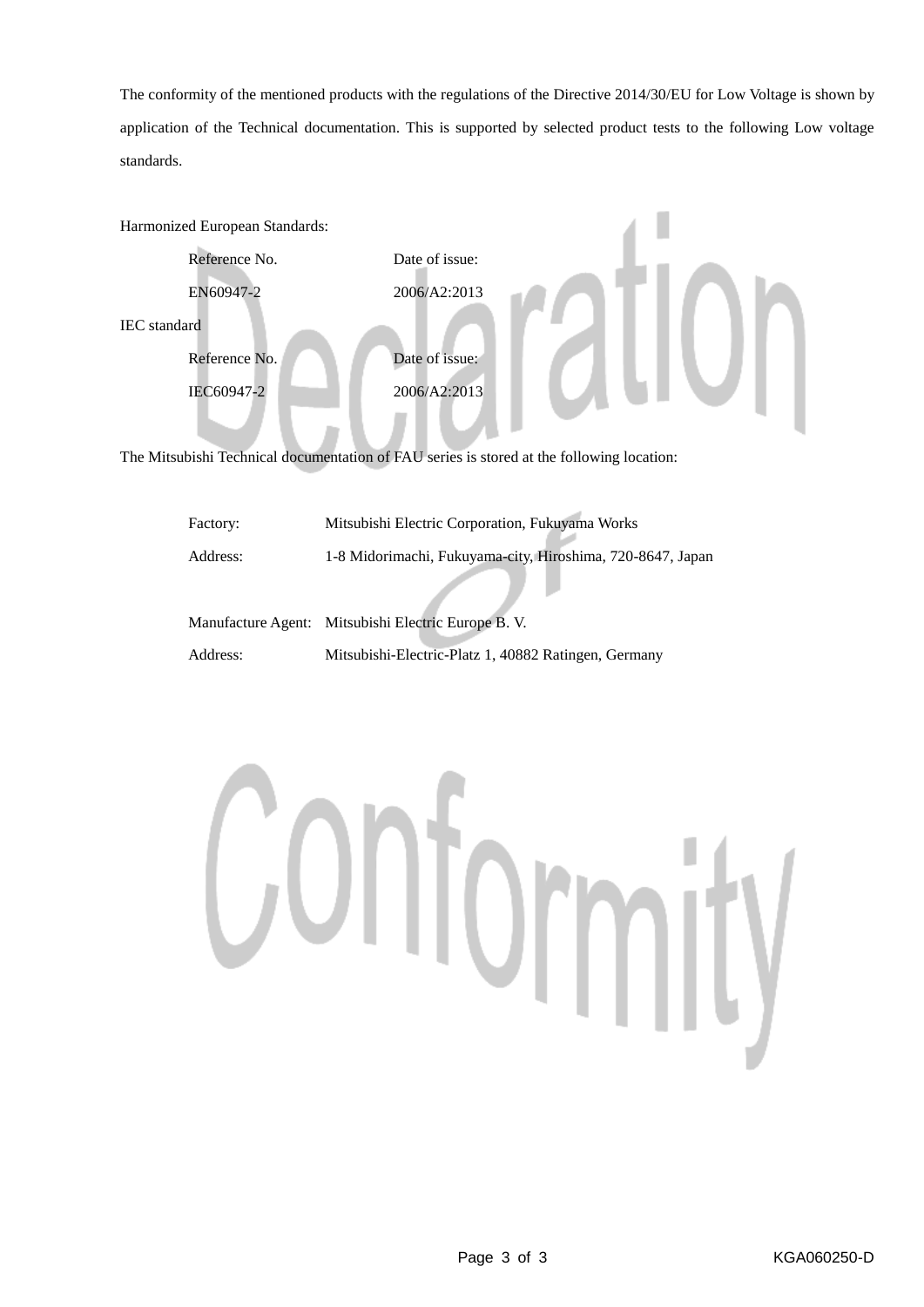The conformity of the mentioned products with the regulations of the Directive 2014/30/EU for Low Voltage is shown by application of the Technical documentation. This is supported by selected product tests to the following Low voltage standards.

Harmonized European Standards:

| Reference No. | Date of issue: |
|---|---|
| EN60947-2 | 2006/A2:2013 |

IEC standard

| Reference No. | Date of issue: |
|---|---|
| IEC60947-2 | 2006/A2:2013 |

The Mitsubishi Technical documentation of FAU series is stored at the following location:

| | |
|---|---|
| Factory: | Mitsubishi Electric Corporation, Fukuyama Works |
| Address: | 1-8 Midorimachi, Fukuyama-city, Hiroshima, 720-8647, Japan |

| | |
|---|---|
| Manufacture Agent: | Mitsubishi Electric Europe B. V. |
| Address: | Mitsubishi-Electric-Platz 1, 40882 Ratingen, Germany |